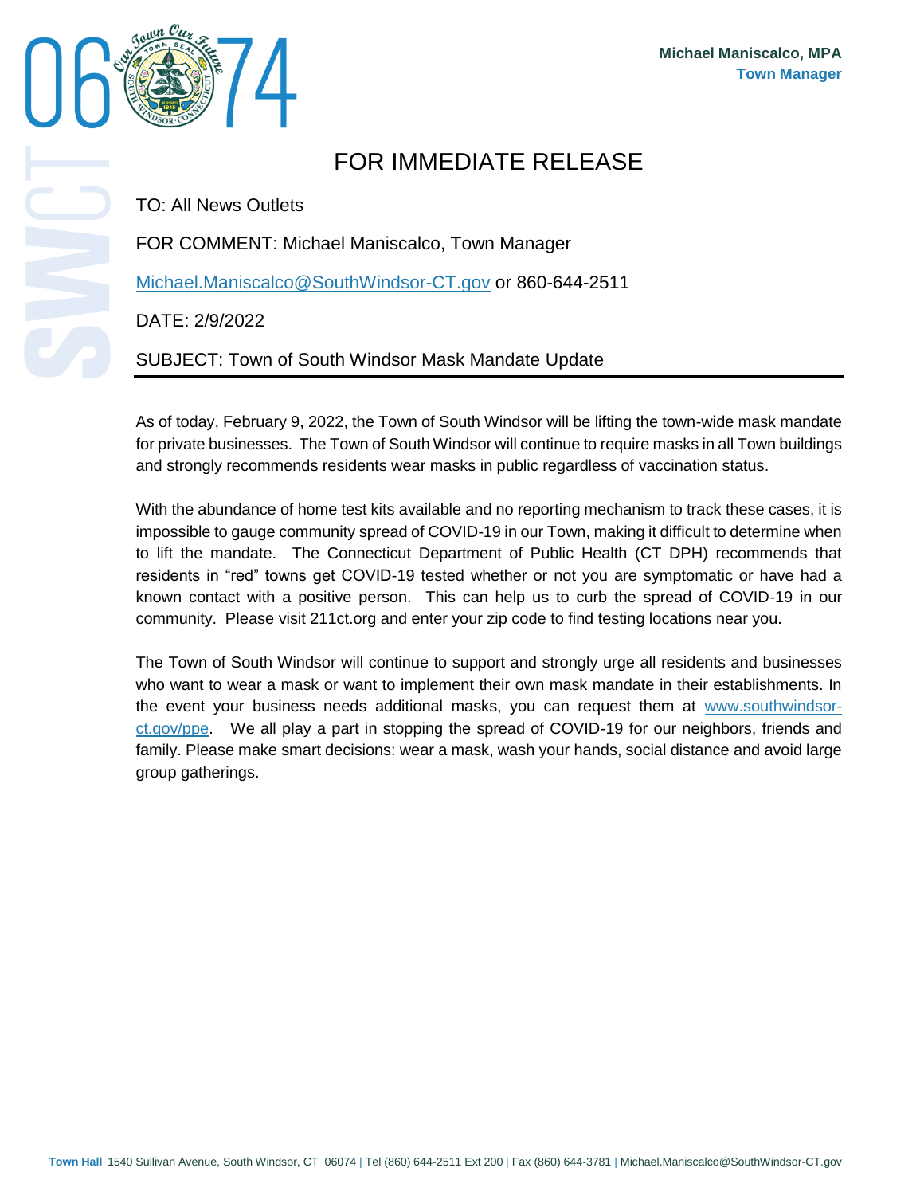**Michael Maniscalco, MPA**
**Town Manager**

# FOR IMMEDIATE RELEASE

TO: All News Outlets

FOR COMMENT: Michael Maniscalco, Town Manager

Michael.Maniscalco@SouthWindsor-CT.gov or 860-644-2511

DATE: 2/9/2022

SUBJECT: Town of South Windsor Mask Mandate Update

---

As of today, February 9, 2022, the Town of South Windsor will be lifting the town-wide mask mandate for private businesses. The Town of South Windsor will continue to require masks in all Town buildings and strongly recommends residents wear masks in public regardless of vaccination status.

With the abundance of home test kits available and no reporting mechanism to track these cases, it is impossible to gauge community spread of COVID-19 in our Town, making it difficult to determine when to lift the mandate. The Connecticut Department of Public Health (CT DPH) recommends that residents in "red" towns get COVID-19 tested whether or not you are symptomatic or have had a known contact with a positive person. This can help us to curb the spread of COVID-19 in our community. Please visit 211ct.org and enter your zip code to find testing locations near you.

The Town of South Windsor will continue to support and strongly urge all residents and businesses who want to wear a mask or want to implement their own mask mandate in their establishments. In the event your business needs additional masks, you can request them at www.southwindsor-ct.gov/ppe. We all play a part in stopping the spread of COVID-19 for our neighbors, friends and family. Please make smart decisions: wear a mask, wash your hands, social distance and avoid large group gatherings.